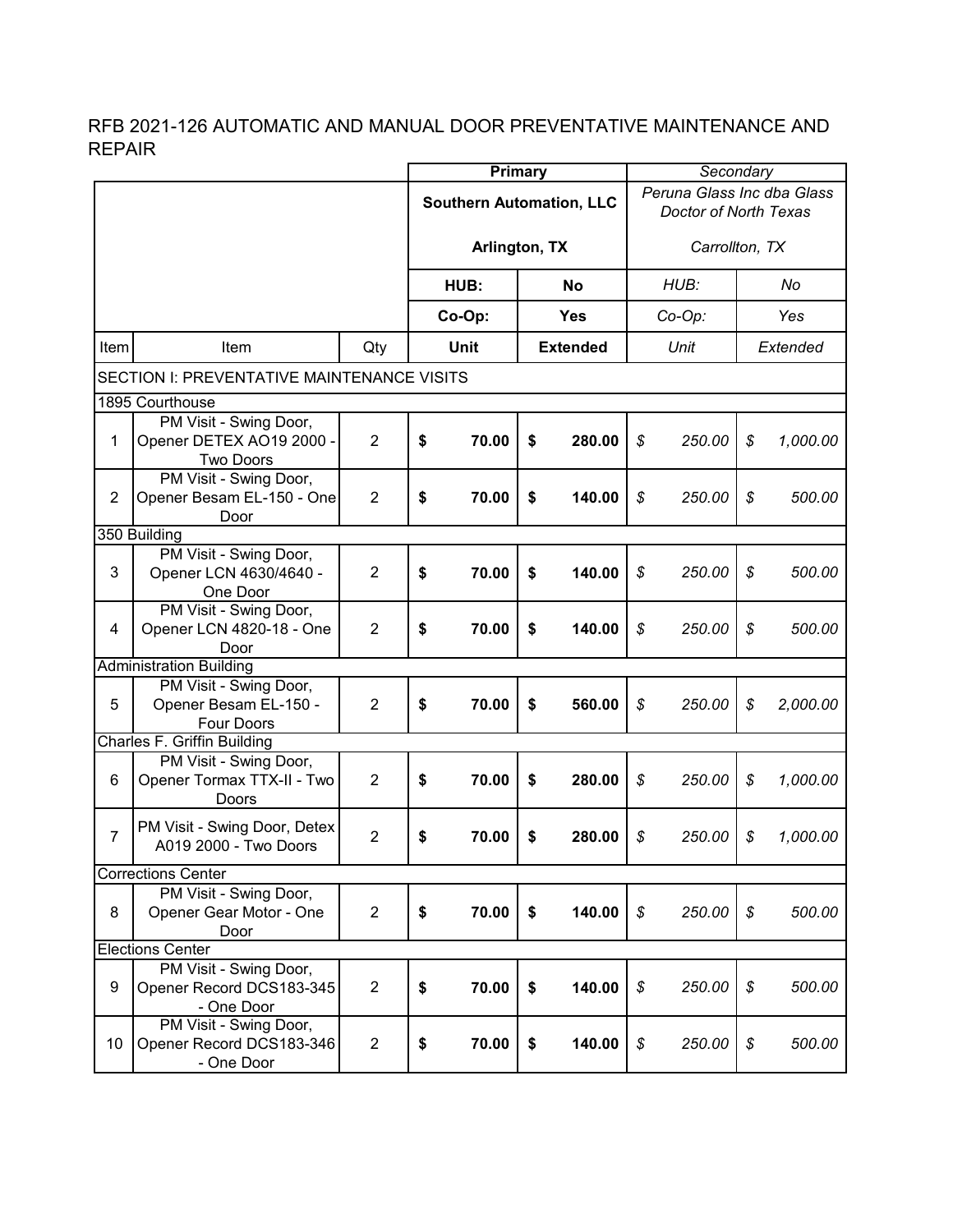RFB 2021-126 AUTOMATIC AND MANUAL DOOR PREVENTATIVE MAINTENANCE AND REPAIR

| | | | Primary | | *Secondary* | |
|---|---|---|---|---|---|---|
| | | | **Southern Automation, LLC** | | *Peruna Glass Inc dba Glass Doctor of North Texas* | |
| | | | **Arlington, TX** | | *Carrollton, TX* | |
| | | | **HUB:** | **No** | *HUB:* | *No* |
| | | | **Co-Op:** | **Yes** | *Co-Op:* | *Yes* |
| Item | Item | Qty | **Unit** | **Extended** | *Unit* | *Extended* |
| SECTION I: PREVENTATIVE MAINTENANCE VISITS | | | | | | |
| 1895 Courthouse | | | | | | |
| 1 | PM Visit - Swing Door, Opener DETEX AO19 2000 - Two Doors | 2 | **$ 70.00** | **$ 280.00** | *$ 250.00* | *$ 1,000.00* |
| 2 | PM Visit - Swing Door, Opener Besam EL-150 - One Door | 2 | **$ 70.00** | **$ 140.00** | *$ 250.00* | *$ 500.00* |
| 350 Building | | | | | | |
| 3 | PM Visit - Swing Door, Opener LCN 4630/4640 - One Door | 2 | **$ 70.00** | **$ 140.00** | *$ 250.00* | *$ 500.00* |
| 4 | PM Visit - Swing Door, Opener LCN 4820-18 - One Door | 2 | **$ 70.00** | **$ 140.00** | *$ 250.00* | *$ 500.00* |
| Administration Building | | | | | | |
| 5 | PM Visit - Swing Door, Opener Besam EL-150 - Four Doors | 2 | **$ 70.00** | **$ 560.00** | *$ 250.00* | *$ 2,000.00* |
| Charles F. Griffin Building | | | | | | |
| 6 | PM Visit - Swing Door, Opener Tormax TTX-II - Two Doors | 2 | **$ 70.00** | **$ 280.00** | *$ 250.00* | *$ 1,000.00* |
| 7 | PM Visit - Swing Door, Detex A019 2000 - Two Doors | 2 | **$ 70.00** | **$ 280.00** | *$ 250.00* | *$ 1,000.00* |
| Corrections Center | | | | | | |
| 8 | PM Visit - Swing Door, Opener Gear Motor - One Door | 2 | **$ 70.00** | **$ 140.00** | *$ 250.00* | *$ 500.00* |
| Elections Center | | | | | | |
| 9 | PM Visit - Swing Door, Opener Record DCS183-345 - One Door | 2 | **$ 70.00** | **$ 140.00** | *$ 250.00* | *$ 500.00* |
| 10 | PM Visit - Swing Door, Opener Record DCS183-346 - One Door | 2 | **$ 70.00** | **$ 140.00** | *$ 250.00* | *$ 500.00* |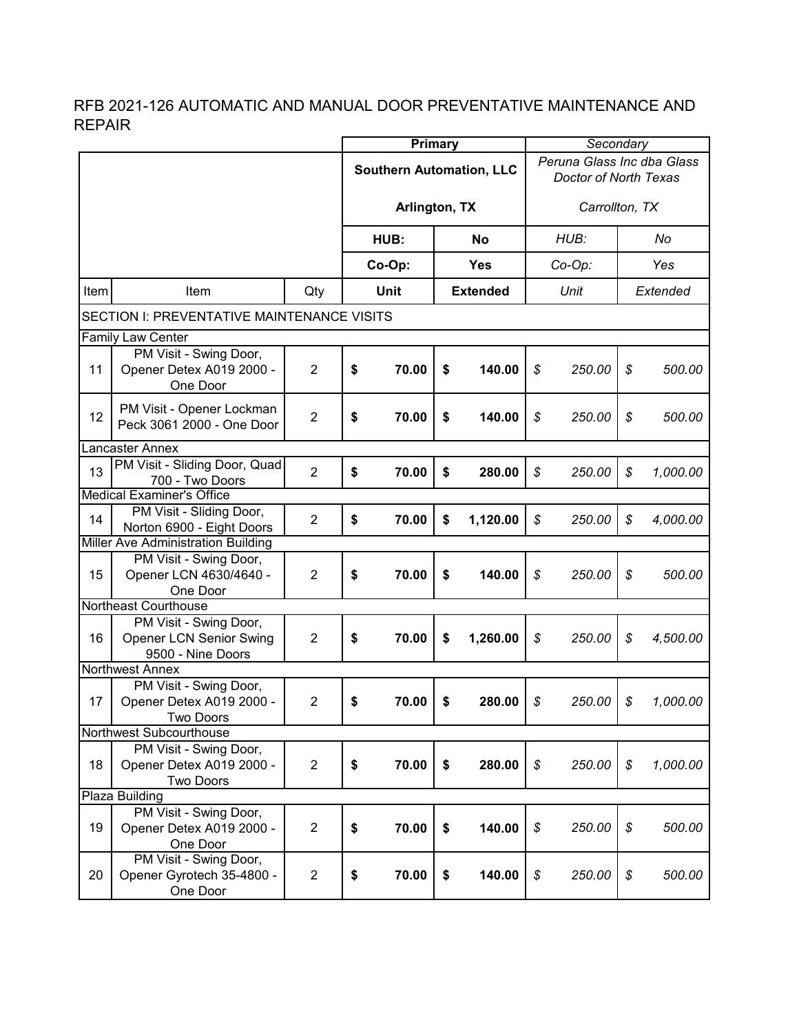RFB 2021-126 AUTOMATIC AND MANUAL DOOR PREVENTATIVE MAINTENANCE AND REPAIR

| | | | **Primary** | | *Secondary* | |
|---|---|---|---|---|---|---|
| | | | **Southern Automation, LLC** | | *Peruna Glass Inc dba Glass Doctor of North Texas* | |
| | | | **Arlington, TX** | | *Carrollton, TX* | |
| | | | **HUB:** | **No** | *HUB:* | *No* |
| | | | **Co-Op:** | **Yes** | *Co-Op:* | *Yes* |
| Item | Item | Qty | **Unit** | **Extended** | *Unit* | *Extended* |
| SECTION I: PREVENTATIVE MAINTENANCE VISITS | | | | | | |
| Family Law Center | | | | | | |
| 11 | PM Visit - Swing Door, Opener Detex A019 2000 - One Door | 2 | **$ 70.00** | **$ 140.00** | *$ 250.00* | *$ 500.00* |
| 12 | PM Visit - Opener Lockman Peck 3061 2000 - One Door | 2 | **$ 70.00** | **$ 140.00** | *$ 250.00* | *$ 500.00* |
| Lancaster Annex | | | | | | |
| 13 | PM Visit - Sliding Door, Quad 700 - Two Doors | 2 | **$ 70.00** | **$ 280.00** | *$ 250.00* | *$ 1,000.00* |
| Medical Examiner's Office | | | | | | |
| 14 | PM Visit - Sliding Door, Norton 6900 - Eight Doors | 2 | **$ 70.00** | **$ 1,120.00** | *$ 250.00* | *$ 4,000.00* |
| Miller Ave Administration Building | | | | | | |
| 15 | PM Visit - Swing Door, Opener LCN 4630/4640 - One Door | 2 | **$ 70.00** | **$ 140.00** | *$ 250.00* | *$ 500.00* |
| Northeast Courthouse | | | | | | |
| 16 | PM Visit - Swing Door, Opener LCN Senior Swing 9500 - Nine Doors | 2 | **$ 70.00** | **$ 1,260.00** | *$ 250.00* | *$ 4,500.00* |
| Northwest Annex | | | | | | |
| 17 | PM Visit - Swing Door, Opener Detex A019 2000 - Two Doors | 2 | **$ 70.00** | **$ 280.00** | *$ 250.00* | *$ 1,000.00* |
| Northwest Subcourthouse | | | | | | |
| 18 | PM Visit - Swing Door, Opener Detex A019 2000 - Two Doors | 2 | **$ 70.00** | **$ 280.00** | *$ 250.00* | *$ 1,000.00* |
| Plaza Building | | | | | | |
| 19 | PM Visit - Swing Door, Opener Detex A019 2000 - One Door | 2 | **$ 70.00** | **$ 140.00** | *$ 250.00* | *$ 500.00* |
| 20 | PM Visit - Swing Door, Opener Gyrotech 35-4800 - One Door | 2 | **$ 70.00** | **$ 140.00** | *$ 250.00* | *$ 500.00* |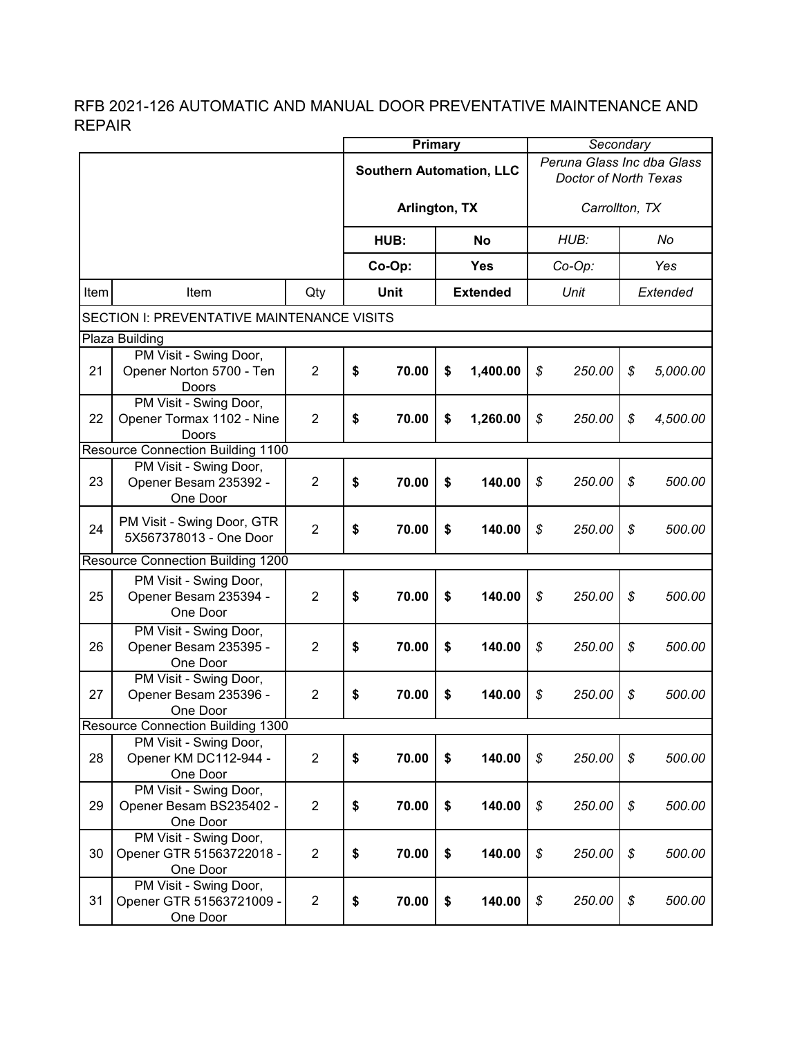RFB 2021-126 AUTOMATIC AND MANUAL DOOR PREVENTATIVE MAINTENANCE AND REPAIR

| | | | Primary | | *Secondary* | |
|---|---|---|---|---|---|---|
| | | | Southern Automation, LLC<br><br>Arlington, TX | | *Peruna Glass Inc dba Glass Doctor of North Texas*<br><br>*Carrollton, TX* | |
| | | | HUB: | No | *HUB:* | *No* |
| | | | Co-Op: | Yes | *Co-Op:* | *Yes* |
| Item | Item | Qty | Unit | Extended | *Unit* | *Extended* |
| SECTION I: PREVENTATIVE MAINTENANCE VISITS | | | | | | |
| Plaza Building | | | | | | |
| 21 | PM Visit - Swing Door, Opener Norton 5700 - Ten Doors | 2 | $ 70.00 | $ 1,400.00 | *$ 250.00* | *$ 5,000.00* |
| 22 | PM Visit - Swing Door, Opener Tormax 1102 - Nine Doors | 2 | $ 70.00 | $ 1,260.00 | *$ 250.00* | *$ 4,500.00* |
| Resource Connection Building 1100 | | | | | | |
| 23 | PM Visit - Swing Door, Opener Besam 235392 - One Door | 2 | $ 70.00 | $ 140.00 | *$ 250.00* | *$ 500.00* |
| 24 | PM Visit - Swing Door, GTR 5X567378013 - One Door | 2 | $ 70.00 | $ 140.00 | *$ 250.00* | *$ 500.00* |
| Resource Connection Building 1200 | | | | | | |
| 25 | PM Visit - Swing Door, Opener Besam 235394 - One Door | 2 | $ 70.00 | $ 140.00 | *$ 250.00* | *$ 500.00* |
| 26 | PM Visit - Swing Door, Opener Besam 235395 - One Door | 2 | $ 70.00 | $ 140.00 | *$ 250.00* | *$ 500.00* |
| 27 | PM Visit - Swing Door, Opener Besam 235396 - One Door | 2 | $ 70.00 | $ 140.00 | *$ 250.00* | *$ 500.00* |
| Resource Connection Building 1300 | | | | | | |
| 28 | PM Visit - Swing Door, Opener KM DC112-944 - One Door | 2 | $ 70.00 | $ 140.00 | *$ 250.00* | *$ 500.00* |
| 29 | PM Visit - Swing Door, Opener Besam BS235402 - One Door | 2 | $ 70.00 | $ 140.00 | *$ 250.00* | *$ 500.00* |
| 30 | PM Visit - Swing Door, Opener GTR 51563722018 - One Door | 2 | $ 70.00 | $ 140.00 | *$ 250.00* | *$ 500.00* |
| 31 | PM Visit - Swing Door, Opener GTR 51563721009 - One Door | 2 | $ 70.00 | $ 140.00 | *$ 250.00* | *$ 500.00* |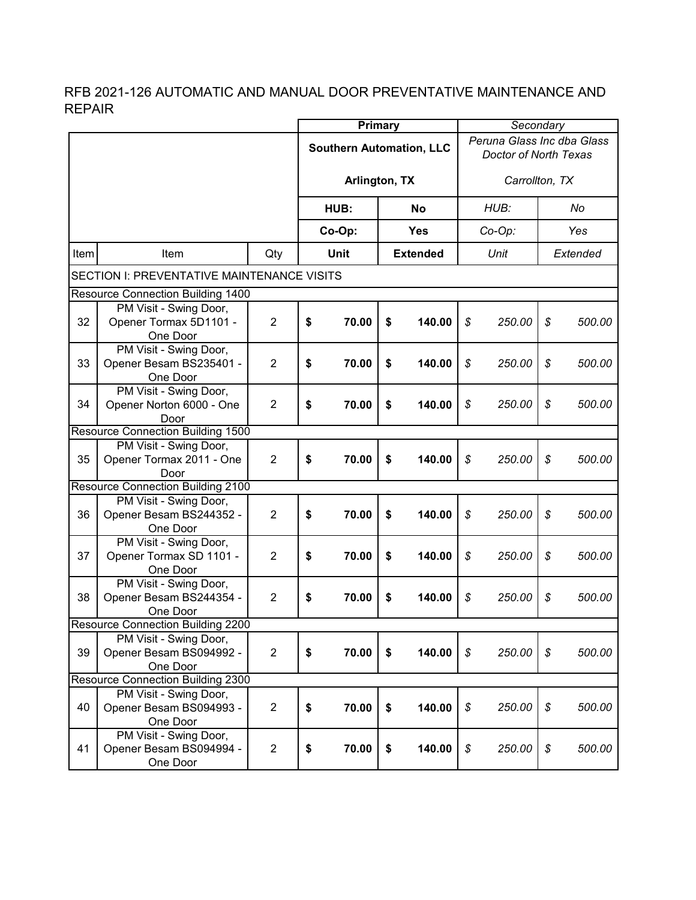RFB 2021-126 AUTOMATIC AND MANUAL DOOR PREVENTATIVE MAINTENANCE AND REPAIR

| | | | Primary | | Secondary | |
|---|---|---|---|---|---|---|
| | | | **Southern Automation, LLC**<br>**Arlington, TX** | | *Peruna Glass Inc dba Glass Doctor of North Texas*<br>*Carrollton, TX* | |
| | | | **HUB:** | **No** | *HUB:* | *No* |
| | | | **Co-Op:** | **Yes** | *Co-Op:* | *Yes* |
| Item | Item | Qty | **Unit** | **Extended** | *Unit* | *Extended* |
| SECTION I: PREVENTATIVE MAINTENANCE VISITS | | | | | | |
| Resource Connection Building 1400 | | | | | | |
| 32 | PM Visit - Swing Door, Opener Tormax 5D1101 - One Door | 2 | **$ 70.00** | **$ 140.00** | *$ 250.00* | *$ 500.00* |
| 33 | PM Visit - Swing Door, Opener Besam BS235401 - One Door | 2 | **$ 70.00** | **$ 140.00** | *$ 250.00* | *$ 500.00* |
| 34 | PM Visit - Swing Door, Opener Norton 6000 - One Door | 2 | **$ 70.00** | **$ 140.00** | *$ 250.00* | *$ 500.00* |
| Resource Connection Building 1500 | | | | | | |
| 35 | PM Visit - Swing Door, Opener Tormax 2011 - One Door | 2 | **$ 70.00** | **$ 140.00** | *$ 250.00* | *$ 500.00* |
| Resource Connection Building 2100 | | | | | | |
| 36 | PM Visit - Swing Door, Opener Besam BS244352 - One Door | 2 | **$ 70.00** | **$ 140.00** | *$ 250.00* | *$ 500.00* |
| 37 | PM Visit - Swing Door, Opener Tormax SD 1101 - One Door | 2 | **$ 70.00** | **$ 140.00** | *$ 250.00* | *$ 500.00* |
| 38 | PM Visit - Swing Door, Opener Besam BS244354 - One Door | 2 | **$ 70.00** | **$ 140.00** | *$ 250.00* | *$ 500.00* |
| Resource Connection Building 2200 | | | | | | |
| 39 | PM Visit - Swing Door, Opener Besam BS094992 - One Door | 2 | **$ 70.00** | **$ 140.00** | *$ 250.00* | *$ 500.00* |
| Resource Connection Building 2300 | | | | | | |
| 40 | PM Visit - Swing Door, Opener Besam BS094993 - One Door | 2 | **$ 70.00** | **$ 140.00** | *$ 250.00* | *$ 500.00* |
| 41 | PM Visit - Swing Door, Opener Besam BS094994 - One Door | 2 | **$ 70.00** | **$ 140.00** | *$ 250.00* | *$ 500.00* |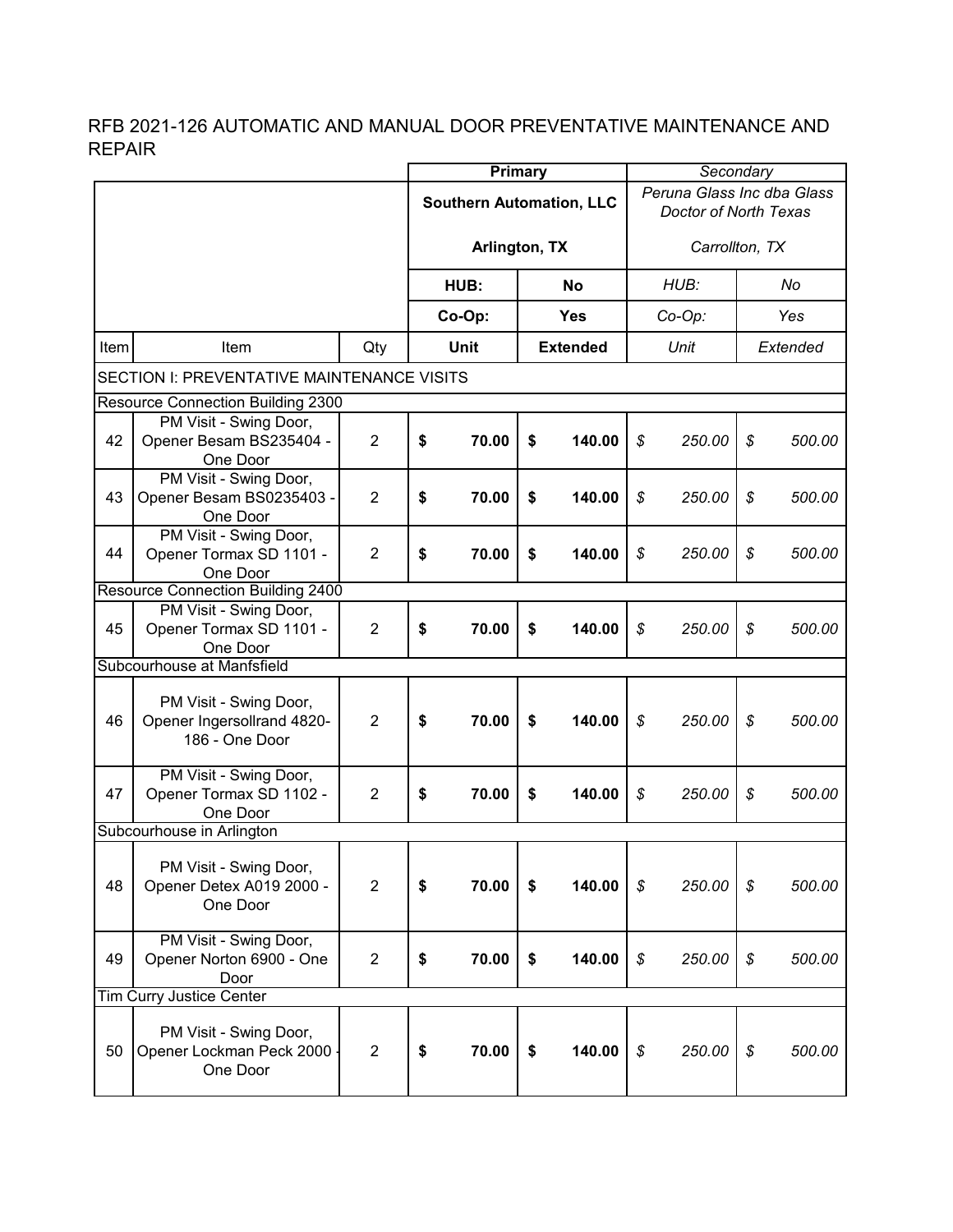RFB 2021-126 AUTOMATIC AND MANUAL DOOR PREVENTATIVE MAINTENANCE AND REPAIR

| | | | **Primary** | | *Secondary* | |
|---|---|---|---|---|---|---|
| | | | **Southern Automation, LLC**<br>**Arlington, TX** | | *Peruna Glass Inc dba Glass Doctor of North Texas*<br>*Carrollton, TX* | |
| | | | **HUB:** | **No** | *HUB:* | *No* |
| | | | **Co-Op:** | **Yes** | *Co-Op:* | *Yes* |
| Item | Item | Qty | **Unit** | **Extended** | *Unit* | *Extended* |
| SECTION I: PREVENTATIVE MAINTENANCE VISITS | | | | | | |
| Resource Connection Building 2300 | | | | | | |
| 42 | PM Visit - Swing Door, Opener Besam BS235404 - One Door | 2 | **$ 70.00** | **$ 140.00** | *$ 250.00* | *$ 500.00* |
| 43 | PM Visit - Swing Door, Opener Besam BS0235403 - One Door | 2 | **$ 70.00** | **$ 140.00** | *$ 250.00* | *$ 500.00* |
| 44 | PM Visit - Swing Door, Opener Tormax SD 1101 - One Door | 2 | **$ 70.00** | **$ 140.00** | *$ 250.00* | *$ 500.00* |
| Resource Connection Building 2400 | | | | | | |
| 45 | PM Visit - Swing Door, Opener Tormax SD 1101 - One Door | 2 | **$ 70.00** | **$ 140.00** | *$ 250.00* | *$ 500.00* |
| Subcourhouse at Manfsfield | | | | | | |
| 46 | PM Visit - Swing Door, Opener Ingersollrand 4820-186 - One Door | 2 | **$ 70.00** | **$ 140.00** | *$ 250.00* | *$ 500.00* |
| 47 | PM Visit - Swing Door, Opener Tormax SD 1102 - One Door | 2 | **$ 70.00** | **$ 140.00** | *$ 250.00* | *$ 500.00* |
| Subcourhouse in Arlington | | | | | | |
| 48 | PM Visit - Swing Door, Opener Detex A019 2000 - One Door | 2 | **$ 70.00** | **$ 140.00** | *$ 250.00* | *$ 500.00* |
| 49 | PM Visit - Swing Door, Opener Norton 6900 - One Door | 2 | **$ 70.00** | **$ 140.00** | *$ 250.00* | *$ 500.00* |
| Tim Curry Justice Center | | | | | | |
| 50 | PM Visit - Swing Door, Opener Lockman Peck 2000 - One Door | 2 | **$ 70.00** | **$ 140.00** | *$ 250.00* | *$ 500.00* |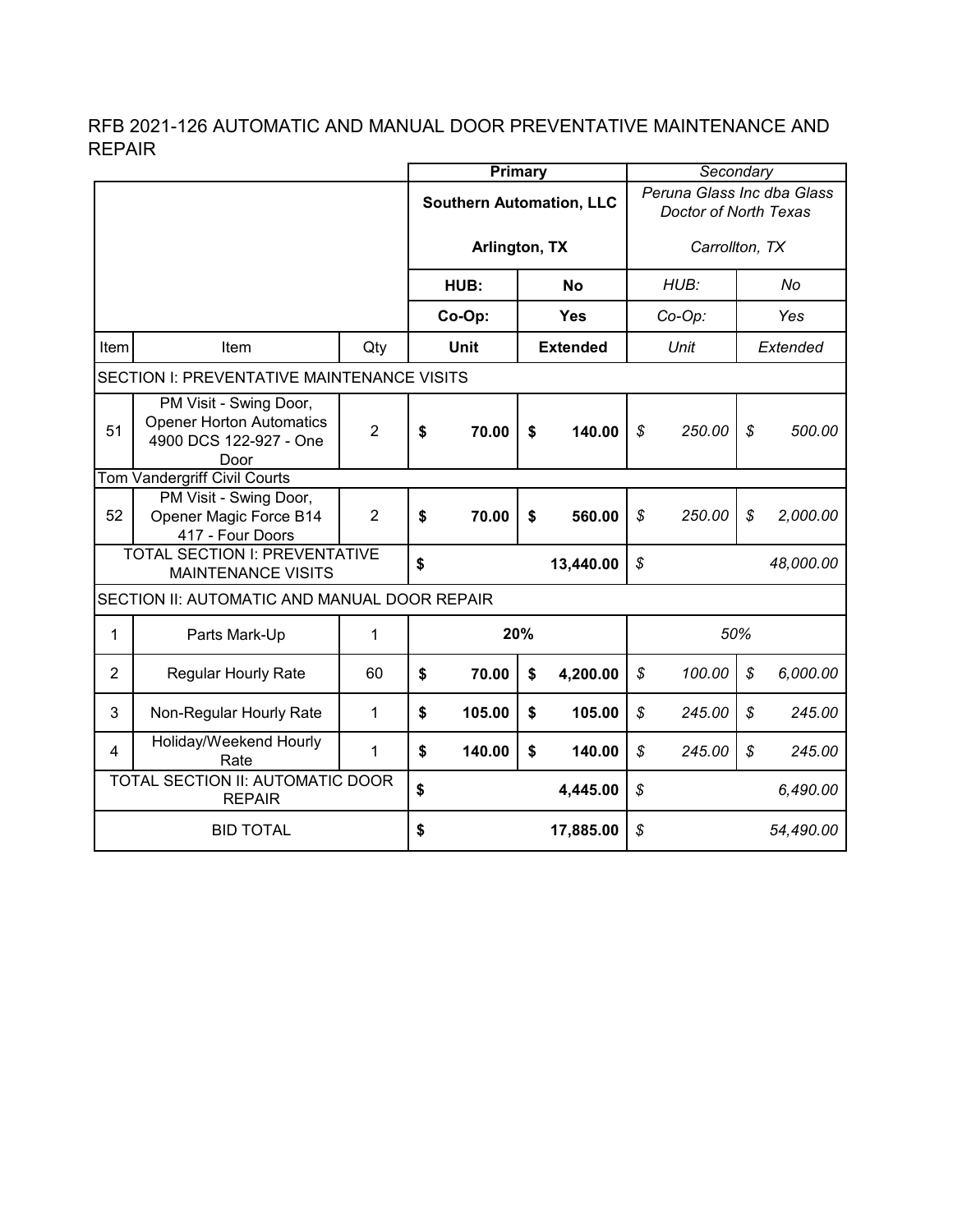RFB 2021-126 AUTOMATIC AND MANUAL DOOR PREVENTATIVE MAINTENANCE AND REPAIR

| | | | Primary | | Secondary | |
|---|---|---|---|---|---|---|
| | | | **Southern Automation, LLC** Arlington, TX | | *Peruna Glass Inc dba Glass Doctor of North Texas* *Carrollton, TX* | |
| | | | HUB: | No | *HUB:* | *No* |
| | | | Co-Op: | Yes | *Co-Op:* | *Yes* |
| Item | Item | Qty | Unit | Extended | *Unit* | *Extended* |
| SECTION I: PREVENTATIVE MAINTENANCE VISITS | | | | | | |
| 51 | PM Visit - Swing Door, Opener Horton Automatics 4900 DCS 122-927 - One Door | 2 | $ 70.00 | $ 140.00 | *$ 250.00* | *$ 500.00* |
| Tom Vandergriff Civil Courts | | | | | | |
| 52 | PM Visit - Swing Door, Opener Magic Force B14 417 - Four Doors | 2 | $ 70.00 | $ 560.00 | *$ 250.00* | *$ 2,000.00* |
| TOTAL SECTION I: PREVENTATIVE MAINTENANCE VISITS | | | $ 13,440.00 | | *$ 48,000.00* | |
| SECTION II: AUTOMATIC AND MANUAL DOOR REPAIR | | | | | | |
| 1 | Parts Mark-Up | 1 | 20% | | *50%* | |
| 2 | Regular Hourly Rate | 60 | $ 70.00 | $ 4,200.00 | *$ 100.00* | *$ 6,000.00* |
| 3 | Non-Regular Hourly Rate | 1 | $ 105.00 | $ 105.00 | *$ 245.00* | *$ 245.00* |
| 4 | Holiday/Weekend Hourly Rate | 1 | $ 140.00 | $ 140.00 | *$ 245.00* | *$ 245.00* |
| TOTAL SECTION II: AUTOMATIC DOOR REPAIR | | | $ 4,445.00 | | *$ 6,490.00* | |
| BID TOTAL | | | $ 17,885.00 | | *$ 54,490.00* | |